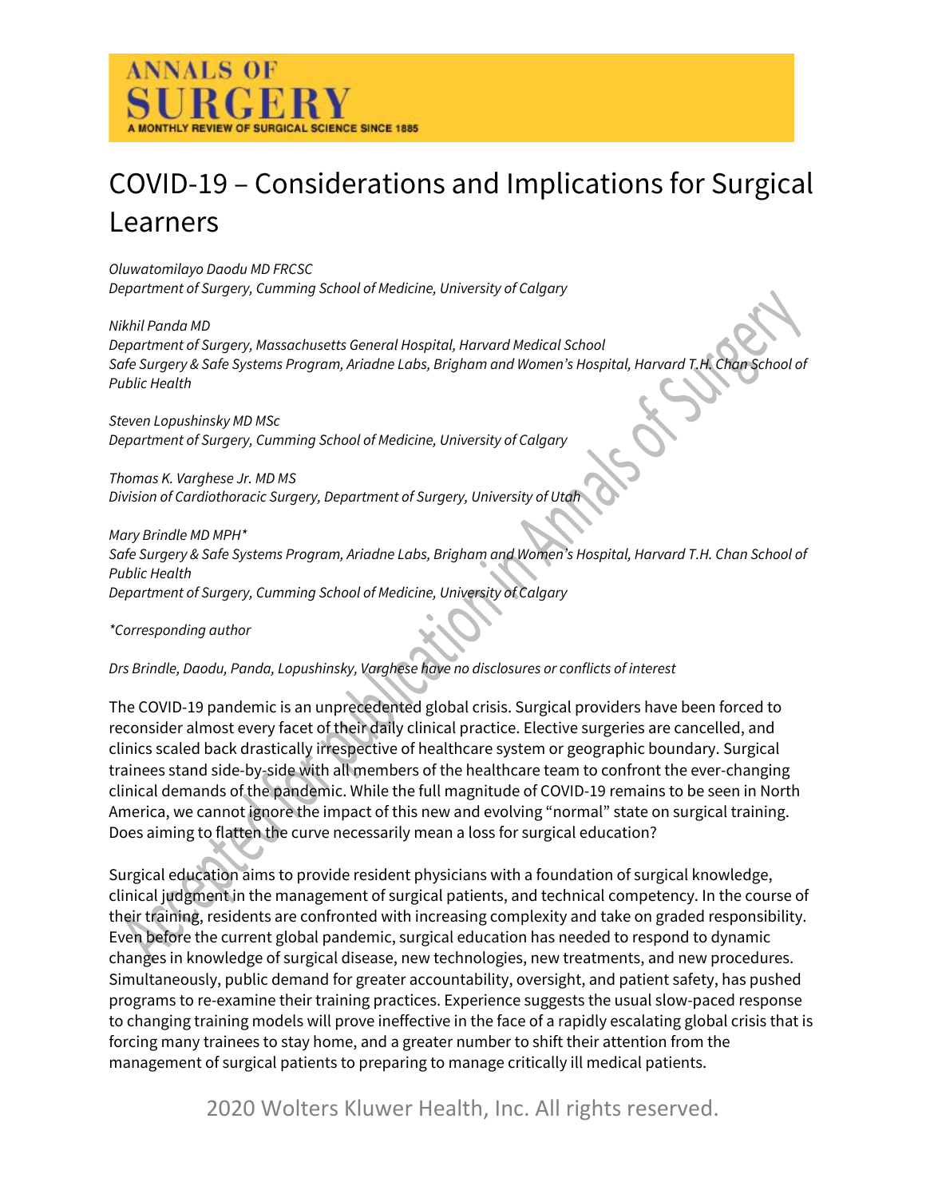# COVID-19 – Considerations and Implications for Surgical Learners

*Oluwatomilayo Daodu MD FRCSC*
*Department of Surgery, Cumming School of Medicine, University of Calgary*

*Nikhil Panda MD*
*Department of Surgery, Massachusetts General Hospital, Harvard Medical School*
*Safe Surgery & Safe Systems Program, Ariadne Labs, Brigham and Women's Hospital, Harvard T.H. Chan School of Public Health*

*Steven Lopushinsky MD MSc*
*Department of Surgery, Cumming School of Medicine, University of Calgary*

*Thomas K. Varghese Jr. MD MS*
*Division of Cardiothoracic Surgery, Department of Surgery, University of Utah*

*Mary Brindle MD MPH**
*Safe Surgery & Safe Systems Program, Ariadne Labs, Brigham and Women's Hospital, Harvard T.H. Chan School of Public Health*
*Department of Surgery, Cumming School of Medicine, University of Calgary*

**Corresponding author*

*Drs Brindle, Daodu, Panda, Lopushinsky, Varghese have no disclosures or conflicts of interest*

The COVID-19 pandemic is an unprecedented global crisis. Surgical providers have been forced to reconsider almost every facet of their daily clinical practice. Elective surgeries are cancelled, and clinics scaled back drastically irrespective of healthcare system or geographic boundary. Surgical trainees stand side-by-side with all members of the healthcare team to confront the ever-changing clinical demands of the pandemic. While the full magnitude of COVID-19 remains to be seen in North America, we cannot ignore the impact of this new and evolving "normal" state on surgical training. Does aiming to flatten the curve necessarily mean a loss for surgical education?

Surgical education aims to provide resident physicians with a foundation of surgical knowledge, clinical judgment in the management of surgical patients, and technical competency. In the course of their training, residents are confronted with increasing complexity and take on graded responsibility. Even before the current global pandemic, surgical education has needed to respond to dynamic changes in knowledge of surgical disease, new technologies, new treatments, and new procedures. Simultaneously, public demand for greater accountability, oversight, and patient safety, has pushed programs to re-examine their training practices. Experience suggests the usual slow-paced response to changing training models will prove ineffective in the face of a rapidly escalating global crisis that is forcing many trainees to stay home, and a greater number to shift their attention from the management of surgical patients to preparing to manage critically ill medical patients.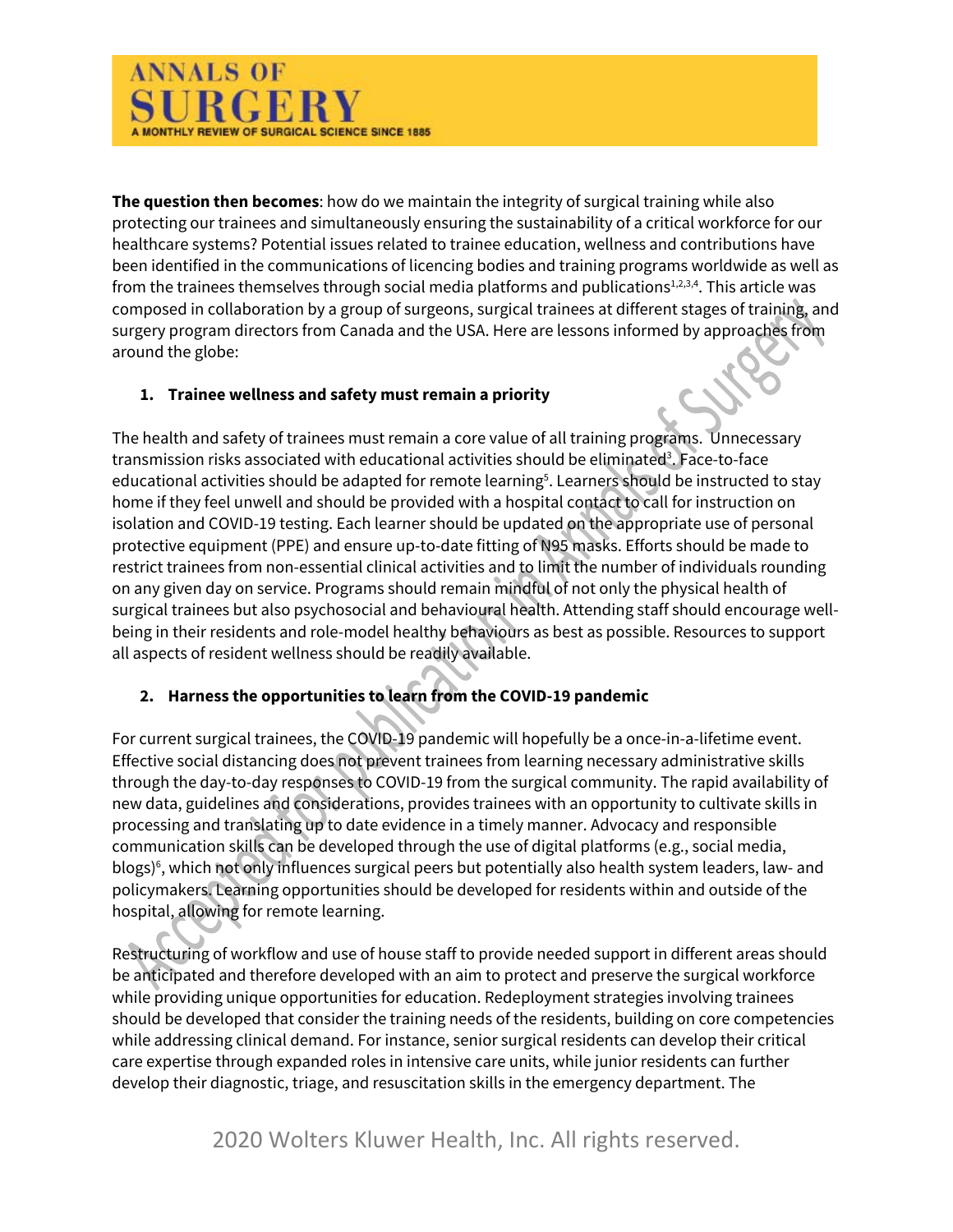**The question then becomes**: how do we maintain the integrity of surgical training while also protecting our trainees and simultaneously ensuring the sustainability of a critical workforce for our healthcare systems? Potential issues related to trainee education, wellness and contributions have been identified in the communications of licencing bodies and training programs worldwide as well as from the trainees themselves through social media platforms and publications[1,2,3,4]. This article was composed in collaboration by a group of surgeons, surgical trainees at different stages of training, and surgery program directors from Canada and the USA. Here are lessons informed by approaches from around the globe:

1. **Trainee wellness and safety must remain a priority**

The health and safety of trainees must remain a core value of all training programs. Unnecessary transmission risks associated with educational activities should be eliminated[3]. Face-to-face educational activities should be adapted for remote learning[5]. Learners should be instructed to stay home if they feel unwell and should be provided with a hospital contact to call for instruction on isolation and COVID-19 testing. Each learner should be updated on the appropriate use of personal protective equipment (PPE) and ensure up-to-date fitting of N95 masks. Efforts should be made to restrict trainees from non-essential clinical activities and to limit the number of individuals rounding on any given day on service. Programs should remain mindful of not only the physical health of surgical trainees but also psychosocial and behavioural health. Attending staff should encourage well-being in their residents and role-model healthy behaviours as best as possible. Resources to support all aspects of resident wellness should be readily available.

2. **Harness the opportunities to learn from the COVID-19 pandemic**

For current surgical trainees, the COVID-19 pandemic will hopefully be a once-in-a-lifetime event. Effective social distancing does not prevent trainees from learning necessary administrative skills through the day-to-day responses to COVID-19 from the surgical community. The rapid availability of new data, guidelines and considerations, provides trainees with an opportunity to cultivate skills in processing and translating up to date evidence in a timely manner. Advocacy and responsible communication skills can be developed through the use of digital platforms (e.g., social media, blogs)[6], which not only influences surgical peers but potentially also health system leaders, law- and policymakers. Learning opportunities should be developed for residents within and outside of the hospital, allowing for remote learning.

Restructuring of workflow and use of house staff to provide needed support in different areas should be anticipated and therefore developed with an aim to protect and preserve the surgical workforce while providing unique opportunities for education. Redeployment strategies involving trainees should be developed that consider the training needs of the residents, building on core competencies while addressing clinical demand. For instance, senior surgical residents can develop their critical care expertise through expanded roles in intensive care units, while junior residents can further develop their diagnostic, triage, and resuscitation skills in the emergency department. The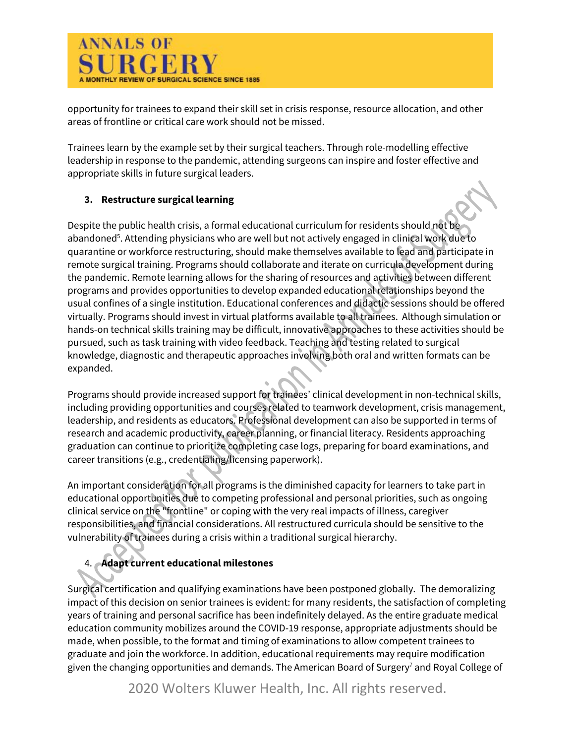opportunity for trainees to expand their skill set in crisis response, resource allocation, and other areas of frontline or critical care work should not be missed.

Trainees learn by the example set by their surgical teachers. Through role-modelling effective leadership in response to the pandemic, attending surgeons can inspire and foster effective and appropriate skills in future surgical leaders.

3. **Restructure surgical learning**

Despite the public health crisis, a formal educational curriculum for residents should not be abandoned[5]. Attending physicians who are well but not actively engaged in clinical work due to quarantine or workforce restructuring, should make themselves available to lead and participate in remote surgical training. Programs should collaborate and iterate on curricula development during the pandemic. Remote learning allows for the sharing of resources and activities between different programs and provides opportunities to develop expanded educational relationships beyond the usual confines of a single institution. Educational conferences and didactic sessions should be offered virtually. Programs should invest in virtual platforms available to all trainees. Although simulation or hands-on technical skills training may be difficult, innovative approaches to these activities should be pursued, such as task training with video feedback. Teaching and testing related to surgical knowledge, diagnostic and therapeutic approaches involving both oral and written formats can be expanded.

Programs should provide increased support for trainees' clinical development in non-technical skills, including providing opportunities and courses related to teamwork development, crisis management, leadership, and residents as educators. Professional development can also be supported in terms of research and academic productivity, career planning, or financial literacy. Residents approaching graduation can continue to prioritize completing case logs, preparing for board examinations, and career transitions (e.g., credentialing/licensing paperwork).

An important consideration for all programs is the diminished capacity for learners to take part in educational opportunities due to competing professional and personal priorities, such as ongoing clinical service on the "frontline" or coping with the very real impacts of illness, caregiver responsibilities, and financial considerations. All restructured curricula should be sensitive to the vulnerability of trainees during a crisis within a traditional surgical hierarchy.

4. **Adapt current educational milestones**

Surgical certification and qualifying examinations have been postponed globally. The demoralizing impact of this decision on senior trainees is evident: for many residents, the satisfaction of completing years of training and personal sacrifice has been indefinitely delayed. As the entire graduate medical education community mobilizes around the COVID-19 response, appropriate adjustments should be made, when possible, to the format and timing of examinations to allow competent trainees to graduate and join the workforce. In addition, educational requirements may require modification given the changing opportunities and demands. The American Board of Surgery[7] and Royal College of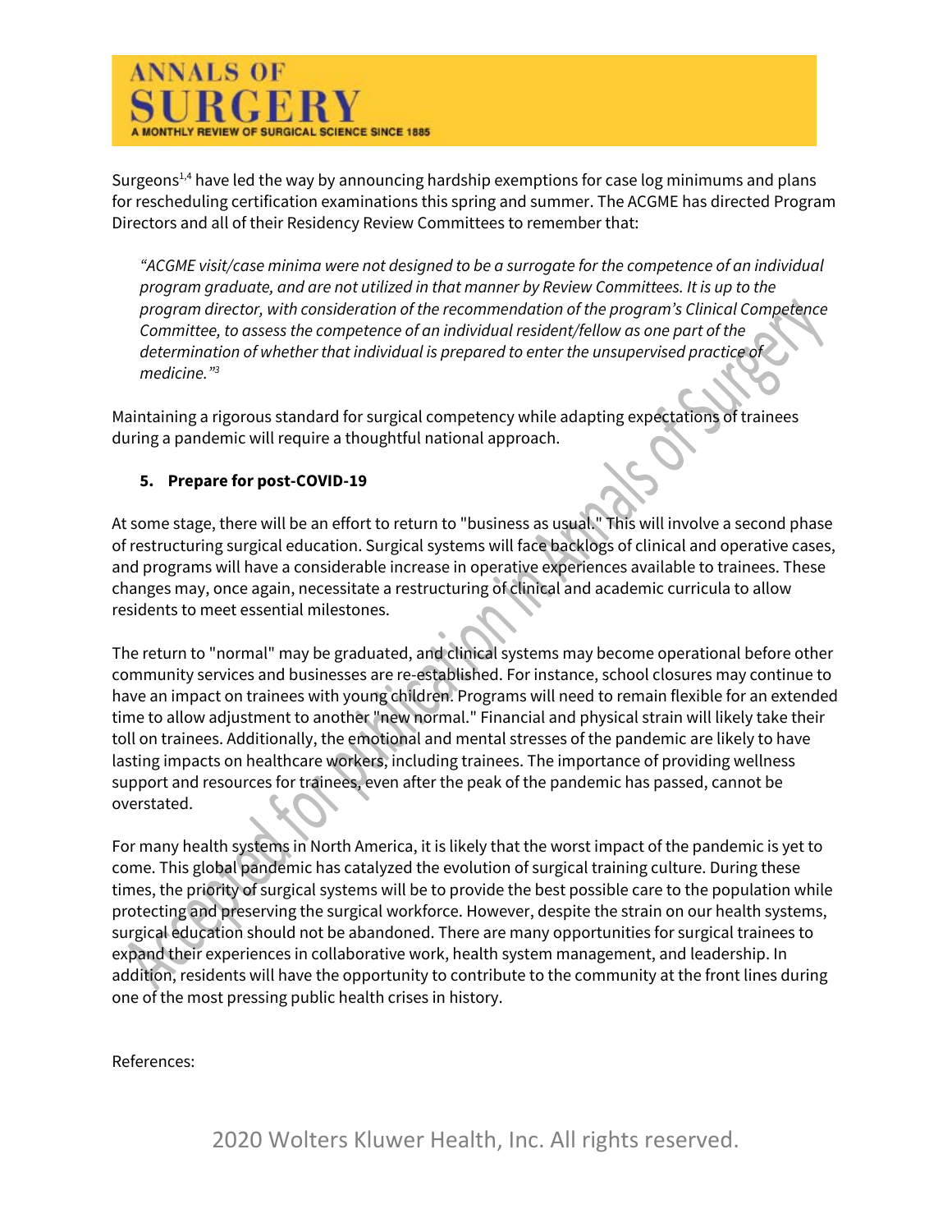Surgeons[1,4] have led the way by announcing hardship exemptions for case log minimums and plans for rescheduling certification examinations this spring and summer. The ACGME has directed Program Directors and all of their Residency Review Committees to remember that:

> *"ACGME visit/case minima were not designed to be a surrogate for the competence of an individual program graduate, and are not utilized in that manner by Review Committees. It is up to the program director, with consideration of the recommendation of the program's Clinical Competence Committee, to assess the competence of an individual resident/fellow as one part of the determination of whether that individual is prepared to enter the unsupervised practice of medicine."*[3]

Maintaining a rigorous standard for surgical competency while adapting expectations of trainees during a pandemic will require a thoughtful national approach.

**5. Prepare for post-COVID-19**

At some stage, there will be an effort to return to "business as usual." This will involve a second phase of restructuring surgical education. Surgical systems will face backlogs of clinical and operative cases, and programs will have a considerable increase in operative experiences available to trainees. These changes may, once again, necessitate a restructuring of clinical and academic curricula to allow residents to meet essential milestones.

The return to "normal" may be graduated, and clinical systems may become operational before other community services and businesses are re-established. For instance, school closures may continue to have an impact on trainees with young children. Programs will need to remain flexible for an extended time to allow adjustment to another "new normal." Financial and physical strain will likely take their toll on trainees. Additionally, the emotional and mental stresses of the pandemic are likely to have lasting impacts on healthcare workers, including trainees. The importance of providing wellness support and resources for trainees, even after the peak of the pandemic has passed, cannot be overstated.

For many health systems in North America, it is likely that the worst impact of the pandemic is yet to come. This global pandemic has catalyzed the evolution of surgical training culture. During these times, the priority of surgical systems will be to provide the best possible care to the population while protecting and preserving the surgical workforce. However, despite the strain on our health systems, surgical education should not be abandoned. There are many opportunities for surgical trainees to expand their experiences in collaborative work, health system management, and leadership. In addition, residents will have the opportunity to contribute to the community at the front lines during one of the most pressing public health crises in history.

References: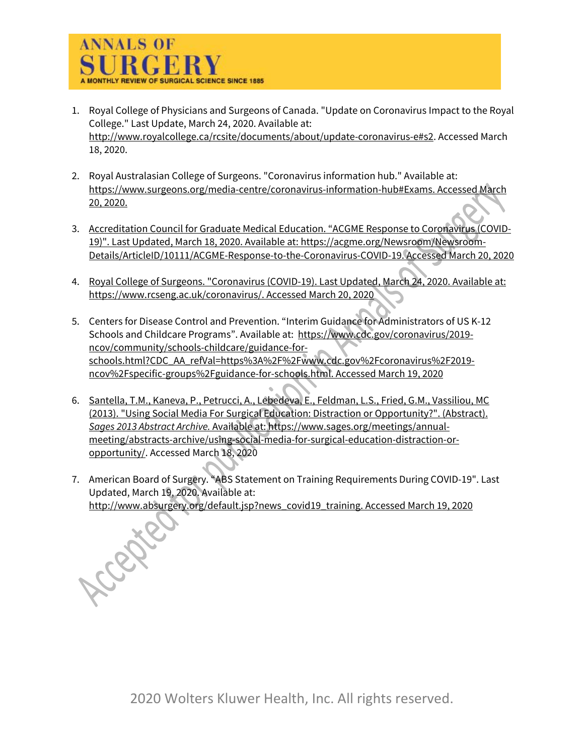1. Royal College of Physicians and Surgeons of Canada. "Update on Coronavirus Impact to the Royal College." Last Update, March 24, 2020. Available at: http://www.royalcollege.ca/rcsite/documents/about/update-coronavirus-e#s2. Accessed March 18, 2020.

2. Royal Australasian College of Surgeons. "Coronavirus information hub." Available at: https://www.surgeons.org/media-centre/coronavirus-information-hub#Exams. Accessed March 20, 2020.

3. Accreditation Council for Graduate Medical Education. "ACGME Response to Coronavirus (COVID-19)". Last Updated, March 18, 2020. Available at: https://acgme.org/Newsroom/Newsroom-Details/ArticleID/10111/ACGME-Response-to-the-Coronavirus-COVID-19. Accessed March 20, 2020

4. Royal College of Surgeons. "Coronavirus (COVID-19). Last Updated, March 24, 2020. Available at: https://www.rcseng.ac.uk/coronavirus/. Accessed March 20, 2020

5. Centers for Disease Control and Prevention. "Interim Guidance for Administrators of US K-12 Schools and Childcare Programs". Available at: https://www.cdc.gov/coronavirus/2019-ncov/community/schools-childcare/guidance-for-schools.html?CDC_AA_refVal=https%3A%2F%2Fwww.cdc.gov%2Fcoronavirus%2F2019-ncov%2Fspecific-groups%2Fguidance-for-schools.html. Accessed March 19, 2020

6. Santella, T.M., Kaneva, P., Petrucci, A., Lebedeva, E., Feldman, L.S., Fried, G.M., Vassiliou, MC (2013). "Using Social Media For Surgical Education: Distraction or Opportunity?". (Abstract). *Sages 2013 Abstract Archive.* Available at: https://www.sages.org/meetings/annual-meeting/abstracts-archive/using-social-media-for-surgical-education-distraction-or-opportunity/. Accessed March 18, 2020

7. American Board of Surgery. "ABS Statement on Training Requirements During COVID-19". Last Updated, March 19, 2020. Available at: http://www.absurgery.org/default.jsp?news_covid19_training. Accessed March 19, 2020